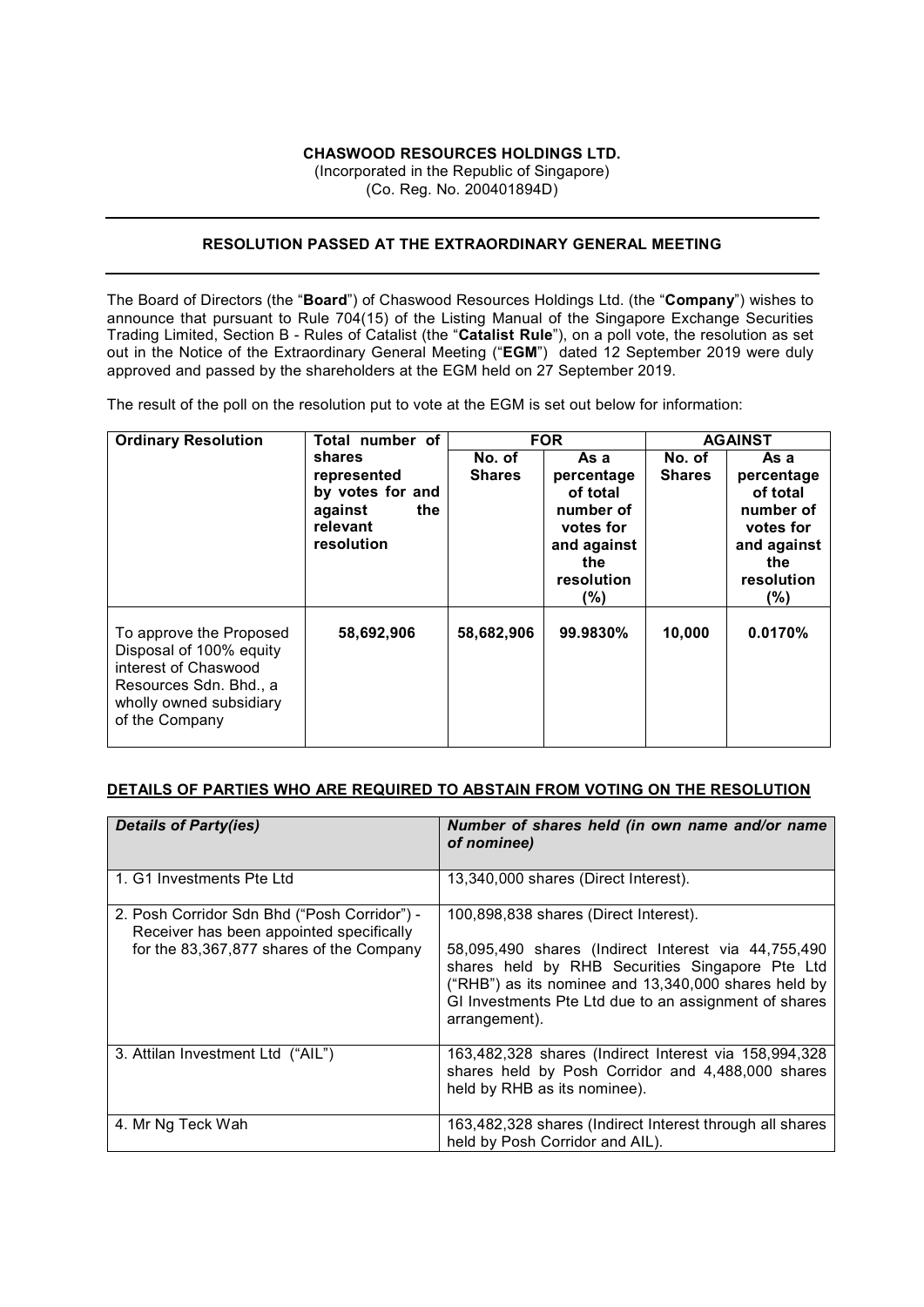**CHASWOOD RESOURCES HOLDINGS LTD.**
(Incorporated in the Republic of Singapore)
(Co. Reg. No. 200401894D)

---

**RESOLUTION PASSED AT THE EXTRAORDINARY GENERAL MEETING**

---

The Board of Directors (the "**Board**") of Chaswood Resources Holdings Ltd. (the "**Company**") wishes to announce that pursuant to Rule 704(15) of the Listing Manual of the Singapore Exchange Securities Trading Limited, Section B - Rules of Catalist (the "**Catalist Rule**"), on a poll vote, the resolution as set out in the Notice of the Extraordinary General Meeting ("**EGM**") dated 12 September 2019 were duly approved and passed by the shareholders at the EGM held on 27 September 2019.

The result of the poll on the resolution put to vote at the EGM is set out below for information:

| **Ordinary Resolution** | **Total number of shares represented by votes for and against the relevant resolution** | **FOR** | | **AGAINST** | |
|---|---|---|---|---|---|
| | | **No. of Shares** | **As a percentage of total number of votes for and against the resolution (%)** | **No. of Shares** | **As a percentage of total number of votes for and against the resolution (%)** |
| To approve the Proposed Disposal of 100% equity interest of Chaswood Resources Sdn. Bhd., a wholly owned subsidiary of the Company | **58,692,906** | **58,682,906** | **99.9830%** | **10,000** | **0.0170%** |

**DETAILS OF PARTIES WHO ARE REQUIRED TO ABSTAIN FROM VOTING ON THE RESOLUTION**

| ***Details of Party(ies)*** | ***Number of shares held (in own name and/or name of nominee)*** |
|---|---|
| 1. G1 Investments Pte Ltd | 13,340,000 shares (Direct Interest). |
| 2. Posh Corridor Sdn Bhd ("Posh Corridor") - Receiver has been appointed specifically for the 83,367,877 shares of the Company | 100,898,838 shares (Direct Interest).<br><br>58,095,490 shares (Indirect Interest via 44,755,490 shares held by RHB Securities Singapore Pte Ltd ("RHB") as its nominee and 13,340,000 shares held by GI Investments Pte Ltd due to an assignment of shares arrangement). |
| 3. Attilan Investment Ltd ("AIL") | 163,482,328 shares (Indirect Interest via 158,994,328 shares held by Posh Corridor and 4,488,000 shares held by RHB as its nominee). |
| 4. Mr Ng Teck Wah | 163,482,328 shares (Indirect Interest through all shares held by Posh Corridor and AIL). |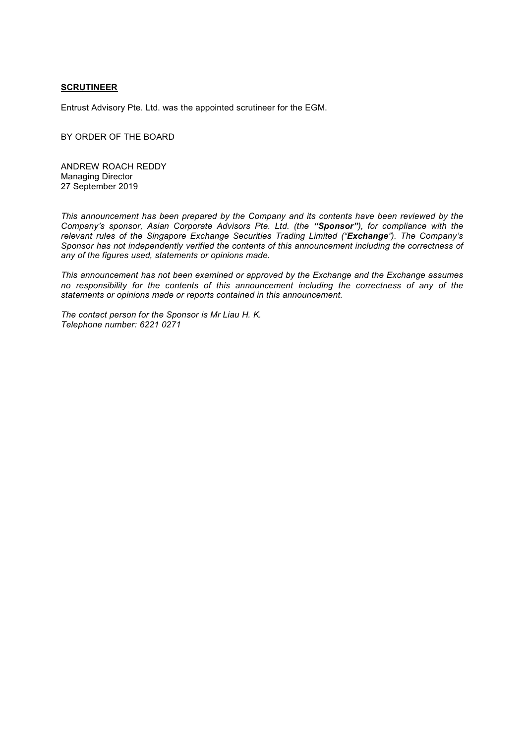## **SCRUTINEER**

Entrust Advisory Pte. Ltd. was the appointed scrutineer for the EGM.

BY ORDER OF THE BOARD

ANDREW ROACH REDDY
Managing Director
27 September 2019

*This announcement has been prepared by the Company and its contents have been reviewed by the Company's sponsor, Asian Corporate Advisors Pte. Ltd. (the **"Sponsor"**), for compliance with the relevant rules of the Singapore Exchange Securities Trading Limited ("**Exchange**"). The Company's Sponsor has not independently verified the contents of this announcement including the correctness of any of the figures used, statements or opinions made.*

*This announcement has not been examined or approved by the Exchange and the Exchange assumes no responsibility for the contents of this announcement including the correctness of any of the statements or opinions made or reports contained in this announcement.*

*The contact person for the Sponsor is Mr Liau H. K.*
*Telephone number: 6221 0271*